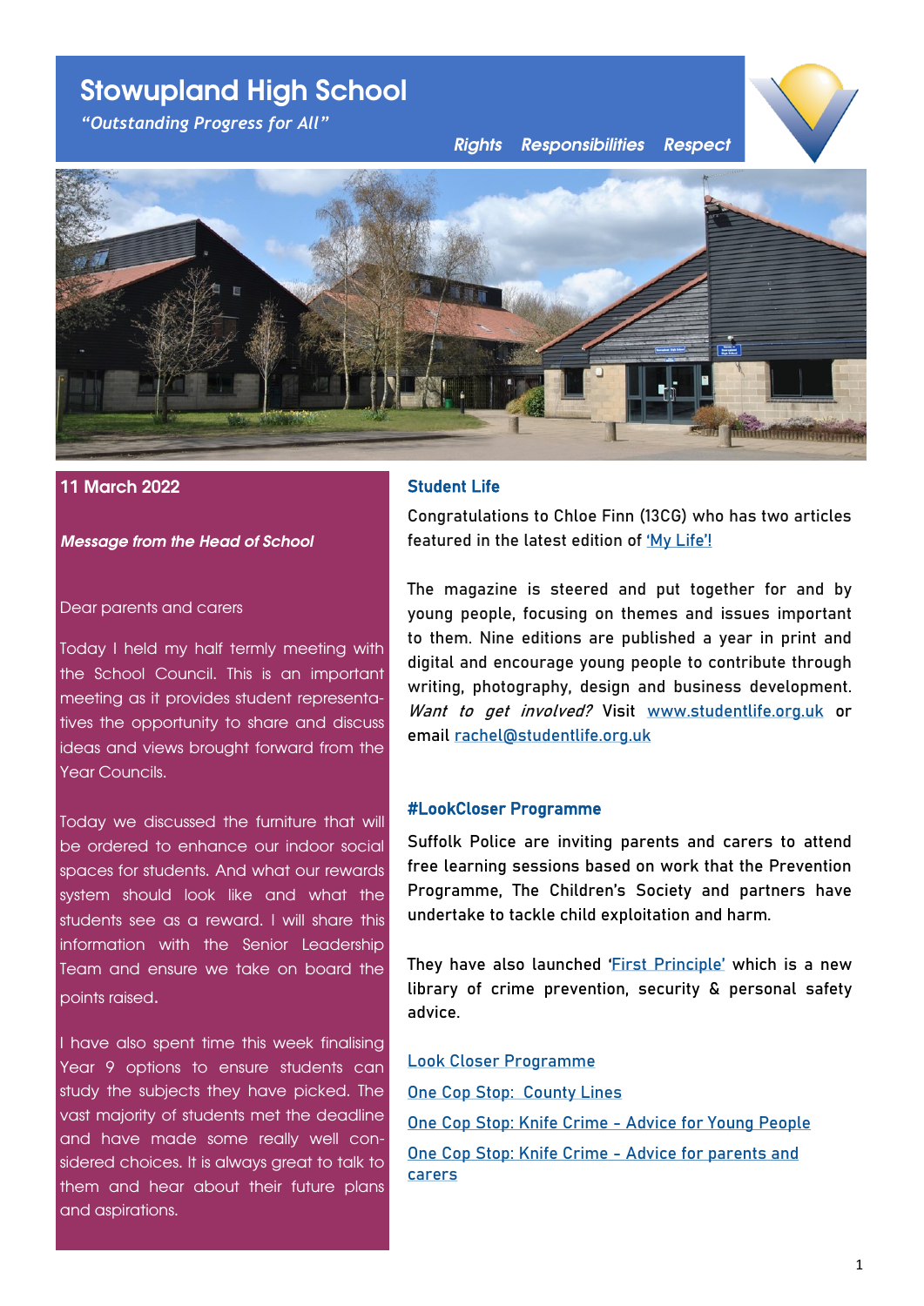# Stowupland High School

*"Outstanding Progress for All"*

*Rights Responsibilities Respect*

**11 March 2022**

***Message from the Head of School***

Dear parents and carers

Today I held my half termly meeting with the School Council. This is an important meeting as it provides student representatives the opportunity to share and discuss ideas and views brought forward from the Year Councils.

Today we discussed the furniture that will be ordered to enhance our indoor social spaces for students. And what our rewards system should look like and what the students see as a reward. I will share this information with the Senior Leadership Team and ensure we take on board the points raised.

I have also spent time this week finalising Year 9 options to ensure students can study the subjects they have picked. The vast majority of students met the deadline and have made some really well considered choices. It is always great to talk to them and hear about their future plans and aspirations.

## Student Life

Congratulations to Chloe Finn (13CG) who has two articles featured in the latest edition of 'My Life'!

The magazine is steered and put together for and by young people, focusing on themes and issues important to them. Nine editions are published a year in print and digital and encourage young people to contribute through writing, photography, design and business development. *Want to get involved?* Visit www.studentlife.org.uk or email rachel@studentlife.org.uk

## #LookCloser Programme

Suffolk Police are inviting parents and carers to attend free learning sessions based on work that the Prevention Programme, The Children's Society and partners have undertake to tackle child exploitation and harm.

They have also launched 'First Principle' which is a new library of crime prevention, security & personal safety advice.

Look Closer Programme

One Cop Stop: County Lines

One Cop Stop: Knife Crime - Advice for Young People

One Cop Stop: Knife Crime - Advice for parents and carers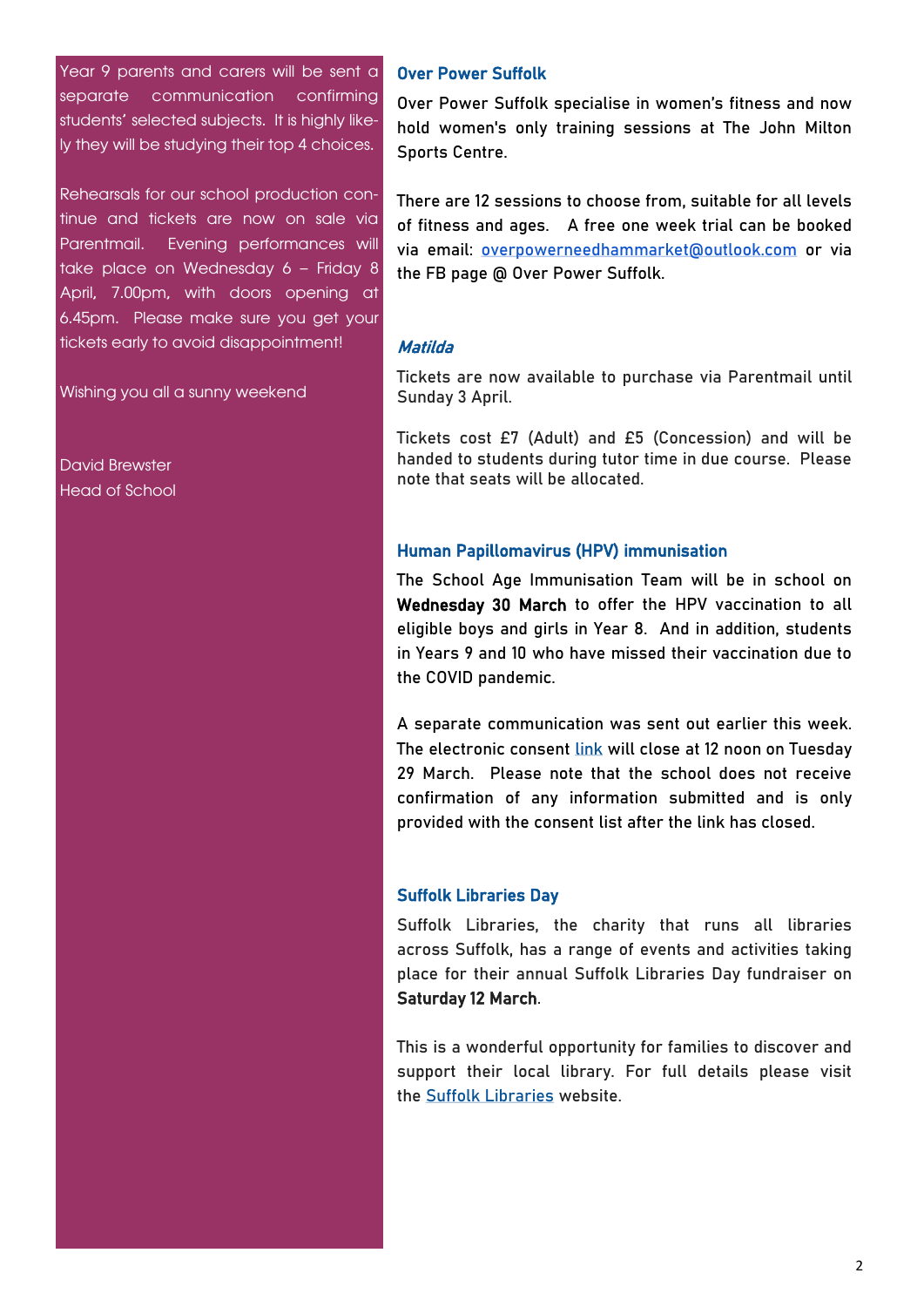Year 9 parents and carers will be sent a separate communication confirming students' selected subjects. It is highly likely they will be studying their top 4 choices.

Rehearsals for our school production continue and tickets are now on sale via Parentmail. Evening performances will take place on Wednesday 6 – Friday 8 April, 7.00pm, with doors opening at 6.45pm. Please make sure you get your tickets early to avoid disappointment!

Wishing you all a sunny weekend

David Brewster
Head of School

### Over Power Suffolk

Over Power Suffolk specialise in women's fitness and now hold women's only training sessions at The John Milton Sports Centre.

There are 12 sessions to choose from, suitable for all levels of fitness and ages. A free one week trial can be booked via email: overpowerneedhammarket@outlook.com or via the FB page @ Over Power Suffolk.

### *Matilda*

Tickets are now available to purchase via Parentmail until Sunday 3 April.

Tickets cost £7 (Adult) and £5 (Concession) and will be handed to students during tutor time in due course. Please note that seats will be allocated.

### Human Papillomavirus (HPV) immunisation

The School Age Immunisation Team will be in school on **Wednesday 30 March** to offer the HPV vaccination to all eligible boys and girls in Year 8. And in addition, students in Years 9 and 10 who have missed their vaccination due to the COVID pandemic.

A separate communication was sent out earlier this week. The electronic consent link will close at 12 noon on Tuesday 29 March. Please note that the school does not receive confirmation of any information submitted and is only provided with the consent list after the link has closed.

### Suffolk Libraries Day

Suffolk Libraries, the charity that runs all libraries across Suffolk, has a range of events and activities taking place for their annual Suffolk Libraries Day fundraiser on **Saturday 12 March**.

This is a wonderful opportunity for families to discover and support their local library. For full details please visit the Suffolk Libraries website.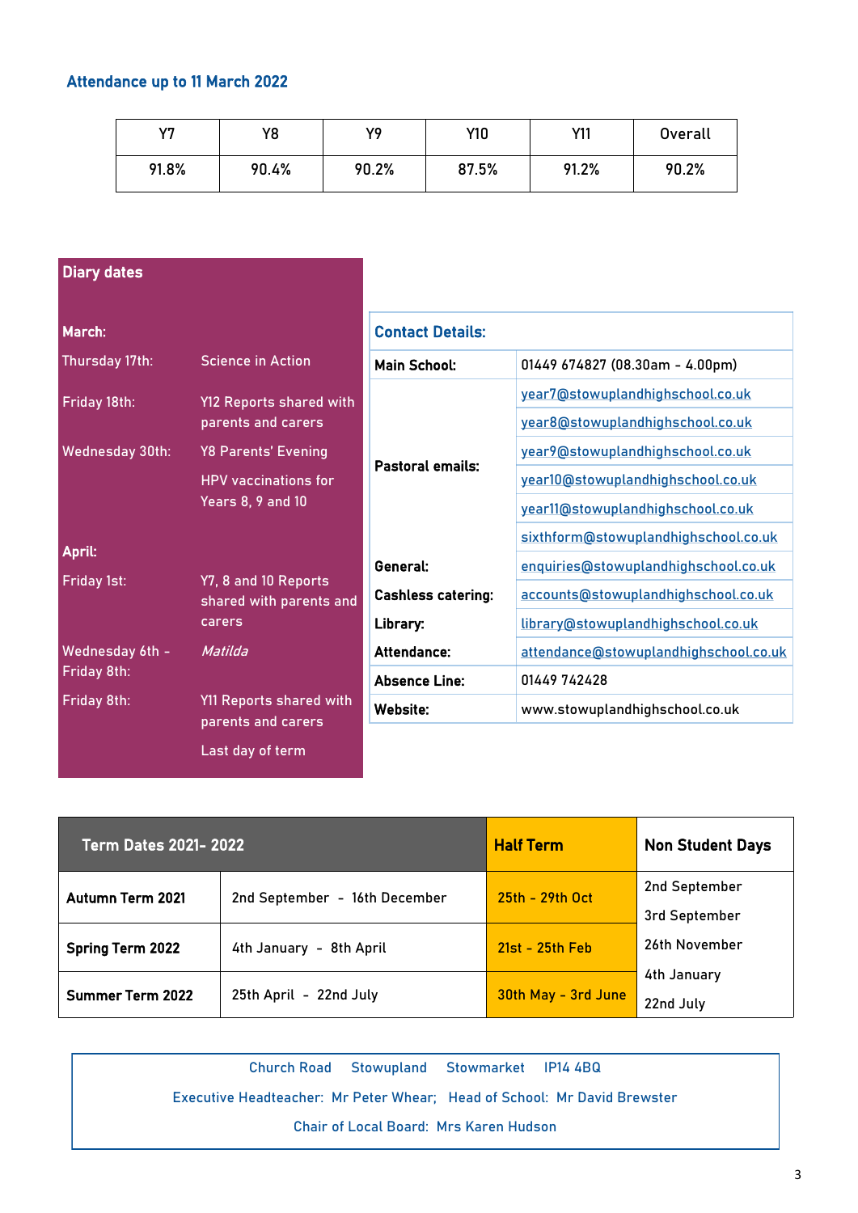## Attendance up to 11 March 2022

| Y7 | Y8 | Y9 | Y10 | Y11 | Overall |
|---|---|---|---|---|---|
| 91.8% | 90.4% | 90.2% | 87.5% | 91.2% | 90.2% |

## Diary dates

**March:**

| | |
|---|---|
| Thursday 17th: | Science in Action |
| Friday 18th: | Y12 Reports shared with parents and carers |
| Wednesday 30th: | Y8 Parents' Evening |
| | HPV vaccinations for Years 8, 9 and 10 |

**April:**

| | |
|---|---|
| Friday 1st: | Y7, 8 and 10 Reports shared with parents and carers |
| Wednesday 6th – Friday 8th: | *Matilda* |
| Friday 8th: | Y11 Reports shared with parents and carers |
| | Last day of term |

## Contact Details:

| | |
|---|---|
| **Main School:** | 01449 674827 (08.30am - 4.00pm) |
| **Pastoral emails:** | year7@stowuplandhighschool.co.uk |
| | year8@stowuplandhighschool.co.uk |
| | year9@stowuplandhighschool.co.uk |
| | year10@stowuplandhighschool.co.uk |
| | year11@stowuplandhighschool.co.uk |
| | sixthform@stowuplandhighschool.co.uk |
| **General:** | enquiries@stowuplandhighschool.co.uk |
| **Cashless catering:** | accounts@stowuplandhighschool.co.uk |
| **Library:** | library@stowuplandhighschool.co.uk |
| **Attendance:** | attendance@stowuplandhighschool.co.uk |
| **Absence Line:** | 01449 742428 |
| **Website:** | www.stowuplandhighschool.co.uk |

| Term Dates 2021- 2022 | | Half Term | Non Student Days |
|---|---|---|---|
| **Autumn Term 2021** | 2nd September - 16th December | 25th - 29th Oct | 2nd September<br>3rd September<br>26th November<br>4th January<br>22nd July |
| **Spring Term 2022** | 4th January - 8th April | 21st - 25th Feb | |
| **Summer Term 2022** | 25th April - 22nd July | 30th May - 3rd June | |

Church Road Stowupland Stowmarket IP14 4BQ

Executive Headteacher: Mr Peter Whear; Head of School: Mr David Brewster

Chair of Local Board: Mrs Karen Hudson